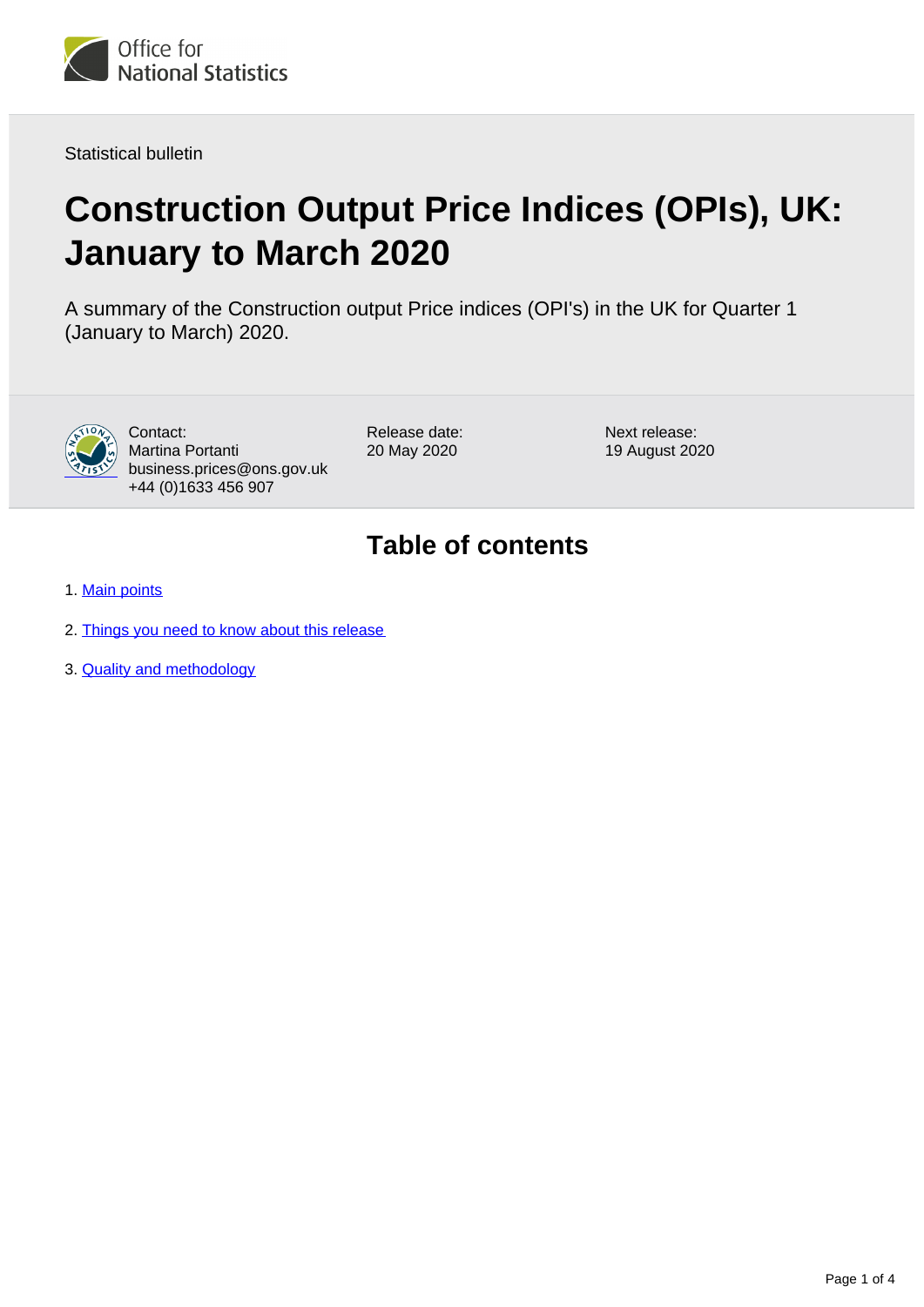Statistical bulletin

# Construction Output Price Indices (OPIs), UK: January to March 2020

A summary of the Construction output Price indices (OPI's) in the UK for Quarter 1 (January to March) 2020.

Contact:
Martina Portanti
business.prices@ons.gov.uk
+44 (0)1633 456 907

Release date:
20 May 2020

Next release:
19 August 2020

## Table of contents

1. Main points
2. Things you need to know about this release
3. Quality and methodology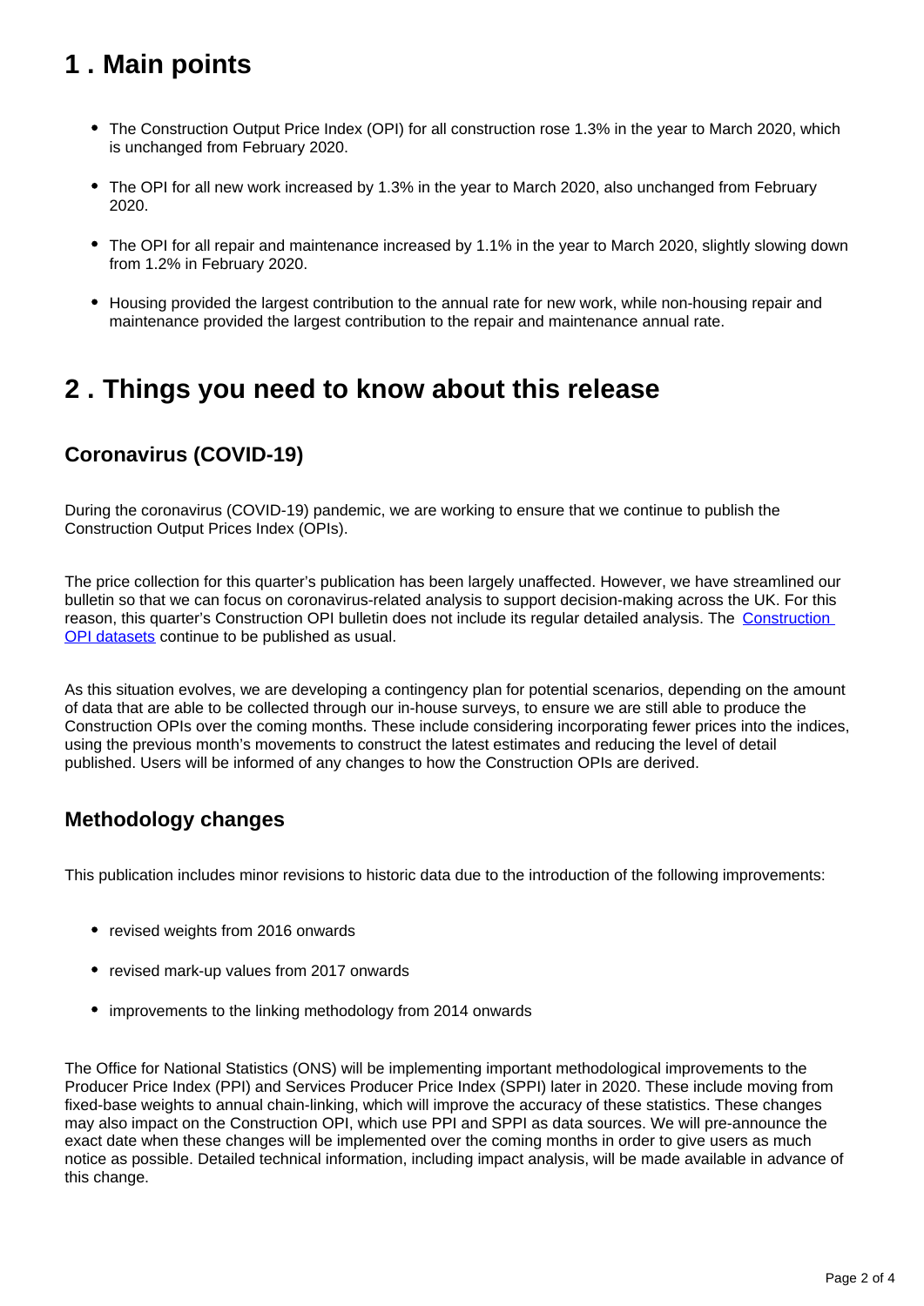## 1 . Main points

- The Construction Output Price Index (OPI) for all construction rose 1.3% in the year to March 2020, which is unchanged from February 2020.
- The OPI for all new work increased by 1.3% in the year to March 2020, also unchanged from February 2020.
- The OPI for all repair and maintenance increased by 1.1% in the year to March 2020, slightly slowing down from 1.2% in February 2020.
- Housing provided the largest contribution to the annual rate for new work, while non-housing repair and maintenance provided the largest contribution to the repair and maintenance annual rate.

## 2 . Things you need to know about this release

### Coronavirus (COVID-19)

During the coronavirus (COVID-19) pandemic, we are working to ensure that we continue to publish the Construction Output Prices Index (OPIs).

The price collection for this quarter's publication has been largely unaffected. However, we have streamlined our bulletin so that we can focus on coronavirus-related analysis to support decision-making across the UK. For this reason, this quarter's Construction OPI bulletin does not include its regular detailed analysis. The Construction OPI datasets continue to be published as usual.

As this situation evolves, we are developing a contingency plan for potential scenarios, depending on the amount of data that are able to be collected through our in-house surveys, to ensure we are still able to produce the Construction OPIs over the coming months. These include considering incorporating fewer prices into the indices, using the previous month's movements to construct the latest estimates and reducing the level of detail published. Users will be informed of any changes to how the Construction OPIs are derived.

### Methodology changes

This publication includes minor revisions to historic data due to the introduction of the following improvements:

- revised weights from 2016 onwards
- revised mark-up values from 2017 onwards
- improvements to the linking methodology from 2014 onwards

The Office for National Statistics (ONS) will be implementing important methodological improvements to the Producer Price Index (PPI) and Services Producer Price Index (SPPI) later in 2020. These include moving from fixed-base weights to annual chain-linking, which will improve the accuracy of these statistics. These changes may also impact on the Construction OPI, which use PPI and SPPI as data sources. We will pre-announce the exact date when these changes will be implemented over the coming months in order to give users as much notice as possible. Detailed technical information, including impact analysis, will be made available in advance of this change.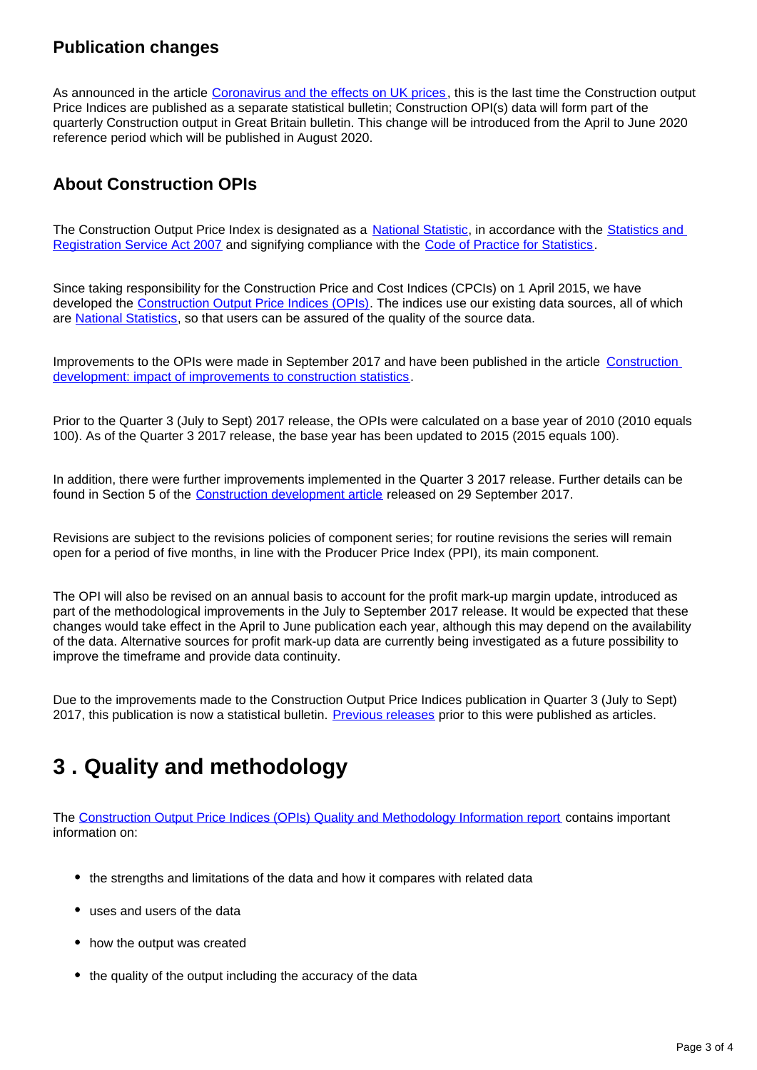### Publication changes

As announced in the article Coronavirus and the effects on UK prices, this is the last time the Construction output Price Indices are published as a separate statistical bulletin; Construction OPI(s) data will form part of the quarterly Construction output in Great Britain bulletin. This change will be introduced from the April to June 2020 reference period which will be published in August 2020.

### About Construction OPIs

The Construction Output Price Index is designated as a National Statistic, in accordance with the Statistics and Registration Service Act 2007 and signifying compliance with the Code of Practice for Statistics.

Since taking responsibility for the Construction Price and Cost Indices (CPCIs) on 1 April 2015, we have developed the Construction Output Price Indices (OPIs). The indices use our existing data sources, all of which are National Statistics, so that users can be assured of the quality of the source data.

Improvements to the OPIs were made in September 2017 and have been published in the article Construction development: impact of improvements to construction statistics.

Prior to the Quarter 3 (July to Sept) 2017 release, the OPIs were calculated on a base year of 2010 (2010 equals 100). As of the Quarter 3 2017 release, the base year has been updated to 2015 (2015 equals 100).

In addition, there were further improvements implemented in the Quarter 3 2017 release. Further details can be found in Section 5 of the Construction development article released on 29 September 2017.

Revisions are subject to the revisions policies of component series; for routine revisions the series will remain open for a period of five months, in line with the Producer Price Index (PPI), its main component.

The OPI will also be revised on an annual basis to account for the profit mark-up margin update, introduced as part of the methodological improvements in the July to September 2017 release. It would be expected that these changes would take effect in the April to June publication each year, although this may depend on the availability of the data. Alternative sources for profit mark-up data are currently being investigated as a future possibility to improve the timeframe and provide data continuity.

Due to the improvements made to the Construction Output Price Indices publication in Quarter 3 (July to Sept) 2017, this publication is now a statistical bulletin. Previous releases prior to this were published as articles.

## 3 . Quality and methodology

The Construction Output Price Indices (OPIs) Quality and Methodology Information report contains important information on:

- the strengths and limitations of the data and how it compares with related data
- uses and users of the data
- how the output was created
- the quality of the output including the accuracy of the data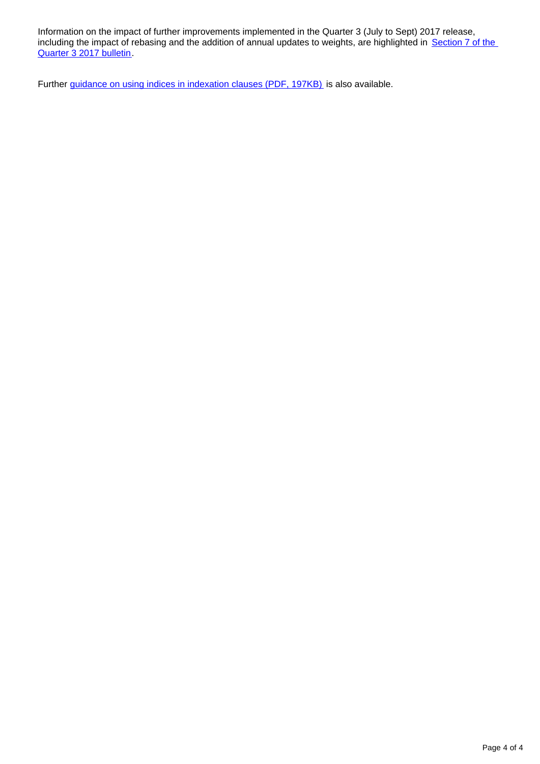Information on the impact of further improvements implemented in the Quarter 3 (July to Sept) 2017 release, including the impact of rebasing and the addition of annual updates to weights, are highlighted in Section 7 of the Quarter 3 2017 bulletin.

Further guidance on using indices in indexation clauses (PDF, 197KB) is also available.